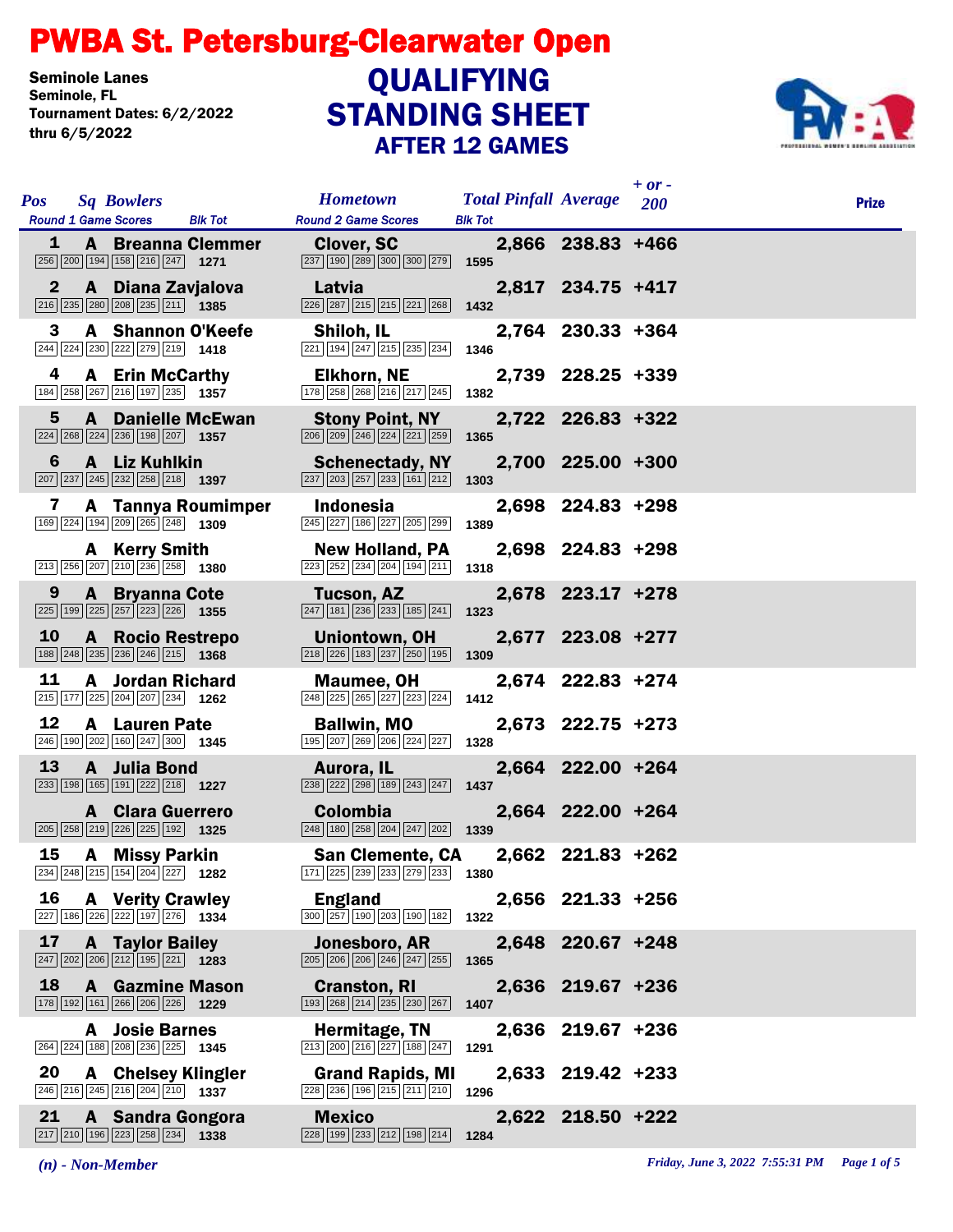# PWBA St. Petersburg-Clearwater Open

Seminole Lanes
Seminole, FL
Tournament Dates: 6/2/2022 thru 6/5/2022

## QUALIFYING STANDING SHEET
### AFTER 12 GAMES

| Pos | Sq | Bowlers | Hometown | Round 1 Game Scores | Blk Tot | Round 2 Game Scores | Blk Tot | Total Pinfall | Average | + or - 200 | Prize |
|---|---|---|---|---|---|---|---|---|---|---|---|
| 1 | A | Breanna Clemmer | Clover, SC | 256 200 194 158 216 247 | 1271 | 237 190 289 300 300 279 | 1595 | 2,866 | 238.83 | +466 | |
| 2 | A | Diana Zavjalova | Latvia | 216 235 280 208 235 211 | 1385 | 226 287 215 215 221 268 | 1432 | 2,817 | 234.75 | +417 | |
| 3 | A | Shannon O'Keefe | Shiloh, IL | 244 224 230 222 279 219 | 1418 | 221 194 247 215 235 234 | 1346 | 2,764 | 230.33 | +364 | |
| 4 | A | Erin McCarthy | Elkhorn, NE | 184 258 267 216 197 235 | 1357 | 178 258 268 216 217 245 | 1382 | 2,739 | 228.25 | +339 | |
| 5 | A | Danielle McEwan | Stony Point, NY | 224 268 224 236 198 207 | 1357 | 206 209 246 224 221 259 | 1365 | 2,722 | 226.83 | +322 | |
| 6 | A | Liz Kuhlkin | Schenectady, NY | 207 237 245 232 258 218 | 1397 | 237 203 257 233 161 212 | 1303 | 2,700 | 225.00 | +300 | |
| 7 | A | Tannya Roumimper | Indonesia | 169 224 194 209 265 248 | 1309 | 245 227 186 227 205 299 | 1389 | 2,698 | 224.83 | +298 | |
| | A | Kerry Smith | New Holland, PA | 213 256 207 210 236 258 | 1380 | 223 252 234 204 194 211 | 1318 | 2,698 | 224.83 | +298 | |
| 9 | A | Bryanna Cote | Tucson, AZ | 225 199 225 257 223 226 | 1355 | 247 181 236 233 185 241 | 1323 | 2,678 | 223.17 | +278 | |
| 10 | A | Rocio Restrepo | Uniontown, OH | 188 248 235 236 246 215 | 1368 | 218 226 183 237 250 195 | 1309 | 2,677 | 223.08 | +277 | |
| 11 | A | Jordan Richard | Maumee, OH | 215 177 225 204 207 234 | 1262 | 248 225 265 227 223 224 | 1412 | 2,674 | 222.83 | +274 | |
| 12 | A | Lauren Pate | Ballwin, MO | 246 190 202 160 247 300 | 1345 | 195 207 269 206 224 227 | 1328 | 2,673 | 222.75 | +273 | |
| 13 | A | Julia Bond | Aurora, IL | 233 198 165 191 222 218 | 1227 | 238 222 298 189 243 247 | 1437 | 2,664 | 222.00 | +264 | |
| | A | Clara Guerrero | Colombia | 205 258 219 226 225 192 | 1325 | 248 180 258 204 247 202 | 1339 | 2,664 | 222.00 | +264 | |
| 15 | A | Missy Parkin | San Clemente, CA | 234 248 215 154 204 227 | 1282 | 171 225 239 233 279 233 | 1380 | 2,662 | 221.83 | +262 | |
| 16 | A | Verity Crawley | England | 227 186 226 222 197 276 | 1334 | 300 257 190 203 190 182 | 1322 | 2,656 | 221.33 | +256 | |
| 17 | A | Taylor Bailey | Jonesboro, AR | 247 202 206 212 195 221 | 1283 | 205 206 206 246 247 255 | 1365 | 2,648 | 220.67 | +248 | |
| 18 | A | Gazmine Mason | Cranston, RI | 178 192 161 266 206 226 | 1229 | 193 268 214 235 230 267 | 1407 | 2,636 | 219.67 | +236 | |
| | A | Josie Barnes | Hermitage, TN | 264 224 188 208 236 225 | 1345 | 213 200 216 227 188 247 | 1291 | 2,636 | 219.67 | +236 | |
| 20 | A | Chelsey Klingler | Grand Rapids, MI | 246 216 245 216 204 210 | 1337 | 228 236 196 215 211 210 | 1296 | 2,633 | 219.42 | +233 | |
| 21 | A | Sandra Gongora | Mexico | 217 210 196 223 258 234 | 1338 | 228 199 233 212 198 214 | 1284 | 2,622 | 218.50 | +222 | |

*(n) - Non-Member*

*Friday, June 3, 2022 7:55:31 PM*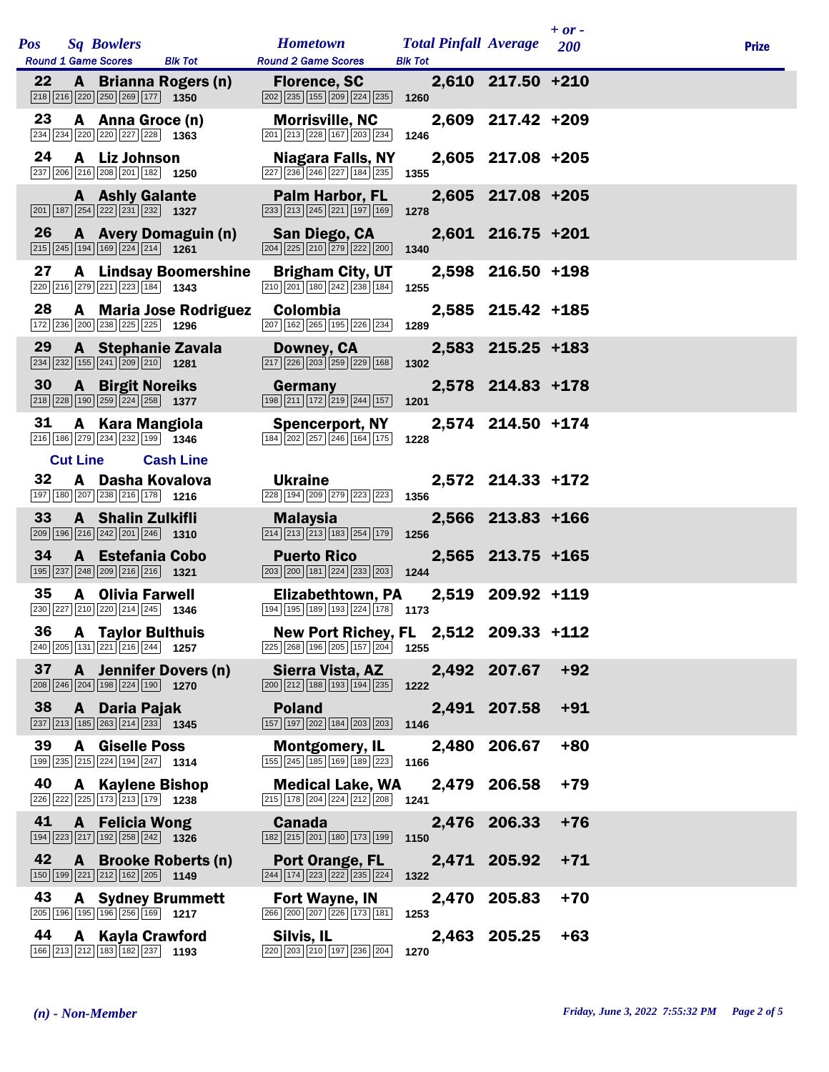| Pos | Sq | Bowlers | Round 1 Game Scores | Blk Tot | Hometown | Round 2 Game Scores | Blk Tot | Total Pinfall | Average | + or - 200 | Prize |
|---|---|---|---|---|---|---|---|---|---|---|---|
| 22 | A | Brianna Rogers (n) | 218 216 220 250 269 177 | 1350 | Florence, SC | 202 235 155 209 224 235 | 1260 | 2,610 | 217.50 | +210 | |
| 23 | A | Anna Groce (n) | 234 234 220 220 227 228 | 1363 | Morrisville, NC | 201 213 228 167 203 234 | 1246 | 2,609 | 217.42 | +209 | |
| 24 | A | Liz Johnson | 237 206 216 208 201 182 | 1250 | Niagara Falls, NY | 227 236 246 227 184 235 | 1355 | 2,605 | 217.08 | +205 | |
| | A | Ashly Galante | 201 187 254 222 231 232 | 1327 | Palm Harbor, FL | 233 213 245 221 197 169 | 1278 | 2,605 | 217.08 | +205 | |
| 26 | A | Avery Domaguin (n) | 215 245 194 169 224 214 | 1261 | San Diego, CA | 204 225 210 279 222 200 | 1340 | 2,601 | 216.75 | +201 | |
| 27 | A | Lindsay Boomershine | 220 216 279 221 223 184 | 1343 | Brigham City, UT | 210 201 180 242 238 184 | 1255 | 2,598 | 216.50 | +198 | |
| 28 | A | Maria Jose Rodriguez | 172 236 200 238 225 225 | 1296 | Colombia | 207 162 265 195 226 234 | 1289 | 2,585 | 215.42 | +185 | |
| 29 | A | Stephanie Zavala | 234 232 155 241 209 210 | 1281 | Downey, CA | 217 226 203 259 229 168 | 1302 | 2,583 | 215.25 | +183 | |
| 30 | A | Birgit Noreiks | 218 228 190 259 224 258 | 1377 | Germany | 198 211 172 219 244 157 | 1201 | 2,578 | 214.83 | +178 | |
| 31 | A | Kara Mangiola | 216 186 279 234 232 199 | 1346 | Spencerport, NY | 184 202 257 246 164 175 | 1228 | 2,574 | 214.50 | +174 | |
| Cut Line | | Cash Line | | | | | | | | | |
| 32 | A | Dasha Kovalova | 197 180 207 238 216 178 | 1216 | Ukraine | 228 194 209 279 223 223 | 1356 | 2,572 | 214.33 | +172 | |
| 33 | A | Shalin Zulkifli | 209 196 216 242 201 246 | 1310 | Malaysia | 214 213 213 183 254 179 | 1256 | 2,566 | 213.83 | +166 | |
| 34 | A | Estefania Cobo | 195 237 248 209 216 216 | 1321 | Puerto Rico | 203 200 181 224 233 203 | 1244 | 2,565 | 213.75 | +165 | |
| 35 | A | Olivia Farwell | 230 227 210 220 214 245 | 1346 | Elizabethtown, PA | 194 195 189 193 224 178 | 1173 | 2,519 | 209.92 | +119 | |
| 36 | A | Taylor Bulthuis | 240 205 131 221 216 244 | 1257 | New Port Richey, FL | 225 268 196 205 157 204 | 1255 | 2,512 | 209.33 | +112 | |
| 37 | A | Jennifer Dovers (n) | 208 246 204 198 224 190 | 1270 | Sierra Vista, AZ | 200 212 188 193 194 235 | 1222 | 2,492 | 207.67 | +92 | |
| 38 | A | Daria Pajak | 237 213 185 263 214 233 | 1345 | Poland | 157 197 202 184 203 203 | 1146 | 2,491 | 207.58 | +91 | |
| 39 | A | Giselle Poss | 199 235 215 224 194 247 | 1314 | Montgomery, IL | 155 245 185 169 189 223 | 1166 | 2,480 | 206.67 | +80 | |
| 40 | A | Kaylene Bishop | 226 222 225 173 213 179 | 1238 | Medical Lake, WA | 215 178 204 224 212 208 | 1241 | 2,479 | 206.58 | +79 | |
| 41 | A | Felicia Wong | 194 223 217 192 258 242 | 1326 | Canada | 182 215 201 180 173 199 | 1150 | 2,476 | 206.33 | +76 | |
| 42 | A | Brooke Roberts (n) | 150 199 221 212 162 205 | 1149 | Port Orange, FL | 244 174 223 222 235 224 | 1322 | 2,471 | 205.92 | +71 | |
| 43 | A | Sydney Brummett | 205 196 195 196 256 169 | 1217 | Fort Wayne, IN | 266 200 207 226 173 181 | 1253 | 2,470 | 205.83 | +70 | |
| 44 | A | Kayla Crawford | 166 213 212 183 182 237 | 1193 | Silvis, IL | 220 203 210 197 236 204 | 1270 | 2,463 | 205.25 | +63 | |

*(n) - Non-Member*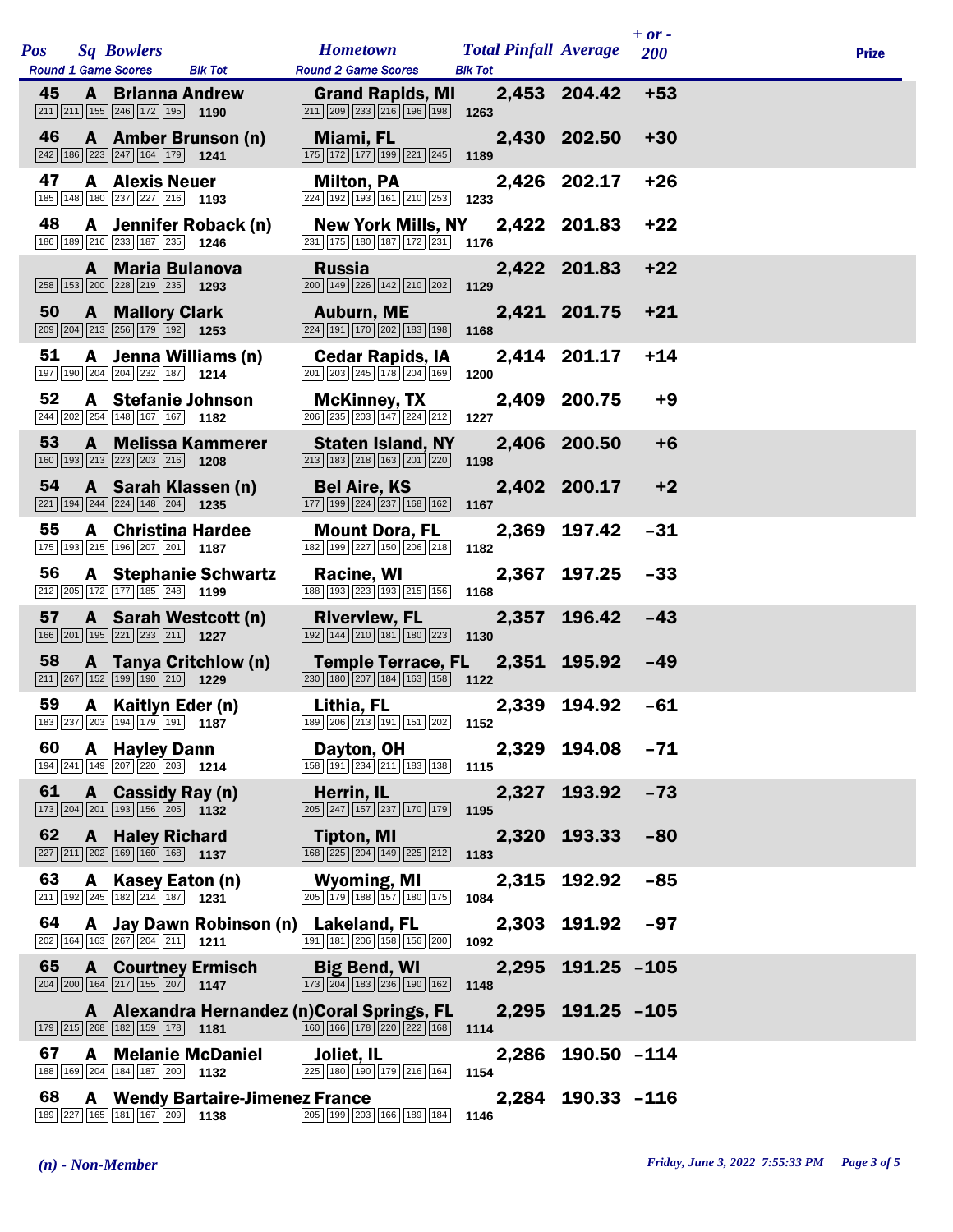| Pos | Sq | Bowlers | Round 1 Game Scores | Blk Tot | Hometown | Round 2 Game Scores | Blk Tot | Total Pinfall | Average | + or - 200 | Prize |
|---|---|---|---|---|---|---|---|---|---|---|---|
| 45 | A | Brianna Andrew | 211 211 155 246 172 195 | 1190 | Grand Rapids, MI | 211 209 233 216 196 198 | 1263 | 2,453 | 204.42 | +53 | |
| 46 | A | Amber Brunson (n) | 242 186 223 247 164 179 | 1241 | Miami, FL | 175 172 177 199 221 245 | 1189 | 2,430 | 202.50 | +30 | |
| 47 | A | Alexis Neuer | 185 148 180 237 227 216 | 1193 | Milton, PA | 224 192 193 161 210 253 | 1233 | 2,426 | 202.17 | +26 | |
| 48 | A | Jennifer Roback (n) | 186 189 216 233 187 235 | 1246 | New York Mills, NY | 231 175 180 187 172 231 | 1176 | 2,422 | 201.83 | +22 | |
| | A | Maria Bulanova | 258 153 200 228 219 235 | 1293 | Russia | 200 149 226 142 210 202 | 1129 | 2,422 | 201.83 | +22 | |
| 50 | A | Mallory Clark | 209 204 213 256 179 192 | 1253 | Auburn, ME | 224 191 170 202 183 198 | 1168 | 2,421 | 201.75 | +21 | |
| 51 | A | Jenna Williams (n) | 197 190 204 204 232 187 | 1214 | Cedar Rapids, IA | 201 203 245 178 204 169 | 1200 | 2,414 | 201.17 | +14 | |
| 52 | A | Stefanie Johnson | 244 202 254 148 167 167 | 1182 | McKinney, TX | 206 235 203 147 224 212 | 1227 | 2,409 | 200.75 | +9 | |
| 53 | A | Melissa Kammerer | 160 193 213 223 203 216 | 1208 | Staten Island, NY | 213 183 218 163 201 220 | 1198 | 2,406 | 200.50 | +6 | |
| 54 | A | Sarah Klassen (n) | 221 194 244 224 148 204 | 1235 | Bel Aire, KS | 177 199 224 237 168 162 | 1167 | 2,402 | 200.17 | +2 | |
| 55 | A | Christina Hardee | 175 193 215 196 207 201 | 1187 | Mount Dora, FL | 182 199 227 150 206 218 | 1182 | 2,369 | 197.42 | -31 | |
| 56 | A | Stephanie Schwartz | 212 205 172 177 185 248 | 1199 | Racine, WI | 188 193 223 193 215 156 | 1168 | 2,367 | 197.25 | -33 | |
| 57 | A | Sarah Westcott (n) | 166 201 195 221 233 211 | 1227 | Riverview, FL | 192 144 210 181 180 223 | 1130 | 2,357 | 196.42 | -43 | |
| 58 | A | Tanya Critchlow (n) | 211 267 152 199 190 210 | 1229 | Temple Terrace, FL | 230 180 207 184 163 158 | 1122 | 2,351 | 195.92 | -49 | |
| 59 | A | Kaitlyn Eder (n) | 183 237 203 194 179 191 | 1187 | Lithia, FL | 189 206 213 191 151 202 | 1152 | 2,339 | 194.92 | -61 | |
| 60 | A | Hayley Dann | 194 241 149 207 220 203 | 1214 | Dayton, OH | 158 191 234 211 183 138 | 1115 | 2,329 | 194.08 | -71 | |
| 61 | A | Cassidy Ray (n) | 173 204 201 193 156 205 | 1132 | Herrin, IL | 205 247 157 237 170 179 | 1195 | 2,327 | 193.92 | -73 | |
| 62 | A | Haley Richard | 227 211 202 169 160 168 | 1137 | Tipton, MI | 168 225 204 149 225 212 | 1183 | 2,320 | 193.33 | -80 | |
| 63 | A | Kasey Eaton (n) | 211 192 245 182 214 187 | 1231 | Wyoming, MI | 205 179 188 157 180 175 | 1084 | 2,315 | 192.92 | -85 | |
| 64 | A | Jay Dawn Robinson (n) | 202 164 163 267 204 211 | 1211 | Lakeland, FL | 191 181 206 158 156 200 | 1092 | 2,303 | 191.92 | -97 | |
| 65 | A | Courtney Ermisch | 204 200 164 217 155 207 | 1147 | Big Bend, WI | 173 204 183 236 190 162 | 1148 | 2,295 | 191.25 | -105 | |
| | A | Alexandra Hernandez (n) | 179 215 268 182 159 178 | 1181 | Coral Springs, FL | 160 166 178 220 222 168 | 1114 | 2,295 | 191.25 | -105 | |
| 67 | A | Melanie McDaniel | 188 169 204 184 187 200 | 1132 | Joliet, IL | 225 180 190 179 216 164 | 1154 | 2,286 | 190.50 | -114 | |
| 68 | A | Wendy Bartaire-Jimenez | 189 227 165 181 167 209 | 1138 | France | 205 199 203 166 189 184 | 1146 | 2,284 | 190.33 | -116 | |

*(n) - Non-Member*

*Friday, June 3, 2022 7:55:33 PM*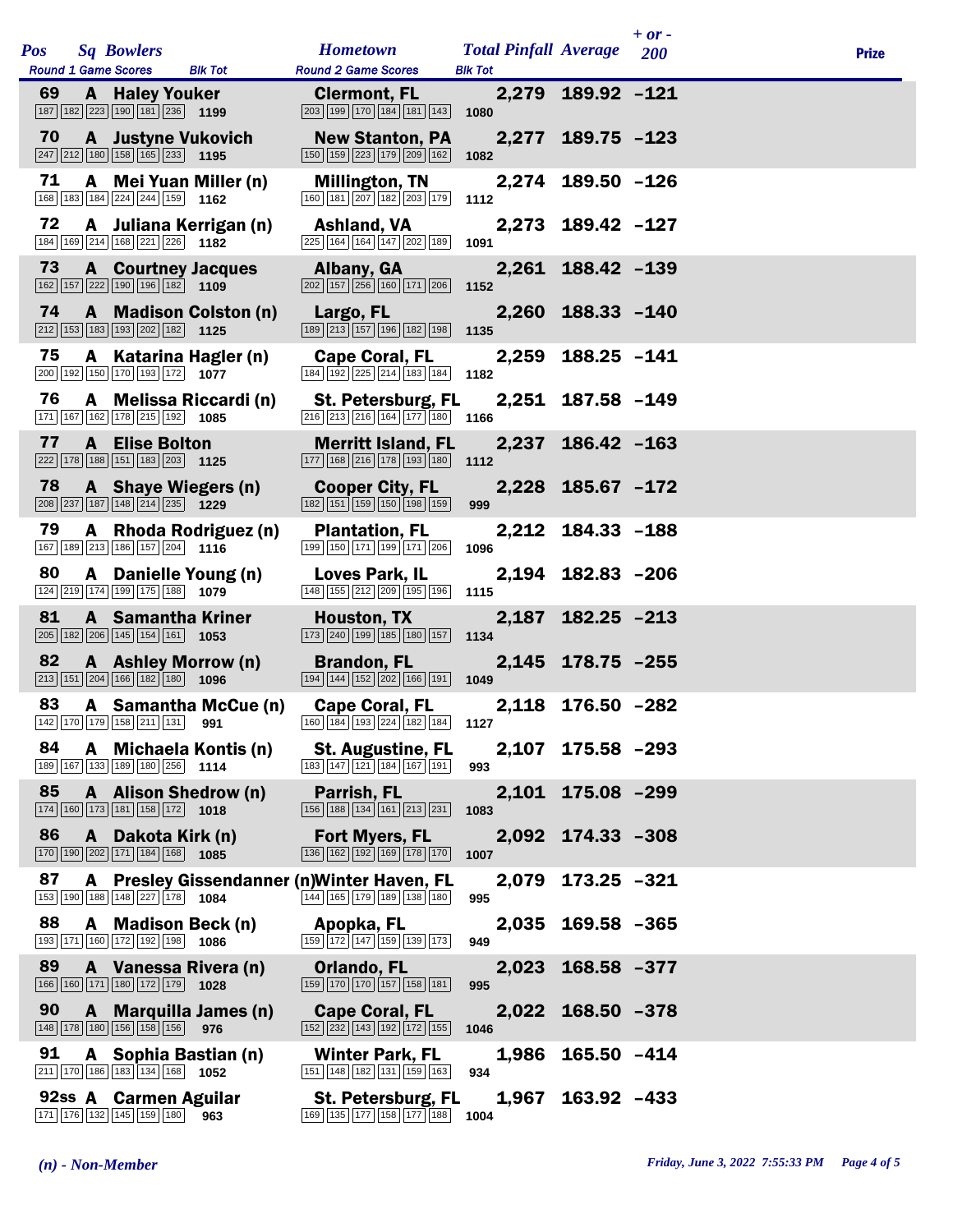| Pos | Sq | Bowlers | Hometown | Total Pinfall | Average | + or - 200 | Prize |
|---|---|---|---|---|---|---|---|
| Round 1 Game Scores | | Blk Tot | Round 2 Game Scores | Blk Tot | | | |
| 69 | A | Haley Youker | Clermont, FL | 2,279 | 189.92 | -121 | |
| 187 182 223 190 181 236 | | 1199 | 203 199 170 184 181 143 | 1080 | | | |
| 70 | A | Justyne Vukovich | New Stanton, PA | 2,277 | 189.75 | -123 | |
| 247 212 180 158 165 233 | | 1195 | 150 159 223 179 209 162 | 1082 | | | |
| 71 | A | Mei Yuan Miller (n) | Millington, TN | 2,274 | 189.50 | -126 | |
| 168 183 184 224 244 159 | | 1162 | 160 181 207 182 203 179 | 1112 | | | |
| 72 | A | Juliana Kerrigan (n) | Ashland, VA | 2,273 | 189.42 | -127 | |
| 184 169 214 168 221 226 | | 1182 | 225 164 164 147 202 189 | 1091 | | | |
| 73 | A | Courtney Jacques | Albany, GA | 2,261 | 188.42 | -139 | |
| 162 157 222 190 196 182 | | 1109 | 202 157 256 160 171 206 | 1152 | | | |
| 74 | A | Madison Colston (n) | Largo, FL | 2,260 | 188.33 | -140 | |
| 212 153 183 193 202 182 | | 1125 | 189 213 157 196 182 198 | 1135 | | | |
| 75 | A | Katarina Hagler (n) | Cape Coral, FL | 2,259 | 188.25 | -141 | |
| 200 192 150 170 193 172 | | 1077 | 184 192 225 214 183 184 | 1182 | | | |
| 76 | A | Melissa Riccardi (n) | St. Petersburg, FL | 2,251 | 187.58 | -149 | |
| 171 167 162 178 215 192 | | 1085 | 216 213 216 164 177 180 | 1166 | | | |
| 77 | A | Elise Bolton | Merritt Island, FL | 2,237 | 186.42 | -163 | |
| 222 178 188 151 183 203 | | 1125 | 177 168 216 178 193 180 | 1112 | | | |
| 78 | A | Shaye Wiegers (n) | Cooper City, FL | 2,228 | 185.67 | -172 | |
| 208 237 187 148 214 235 | | 1229 | 182 151 159 150 198 159 | 999 | | | |
| 79 | A | Rhoda Rodriguez (n) | Plantation, FL | 2,212 | 184.33 | -188 | |
| 167 189 213 186 157 204 | | 1116 | 199 150 171 199 171 206 | 1096 | | | |
| 80 | A | Danielle Young (n) | Loves Park, IL | 2,194 | 182.83 | -206 | |
| 124 219 174 199 175 188 | | 1079 | 148 155 212 209 195 196 | 1115 | | | |
| 81 | A | Samantha Kriner | Houston, TX | 2,187 | 182.25 | -213 | |
| 205 182 206 145 154 161 | | 1053 | 173 240 199 185 180 157 | 1134 | | | |
| 82 | A | Ashley Morrow (n) | Brandon, FL | 2,145 | 178.75 | -255 | |
| 213 151 204 166 182 180 | | 1096 | 194 144 152 202 166 191 | 1049 | | | |
| 83 | A | Samantha McCue (n) | Cape Coral, FL | 2,118 | 176.50 | -282 | |
| 142 170 179 158 211 131 | | 991 | 160 184 193 224 182 184 | 1127 | | | |
| 84 | A | Michaela Kontis (n) | St. Augustine, FL | 2,107 | 175.58 | -293 | |
| 189 167 133 189 180 256 | | 1114 | 183 147 121 184 167 191 | 993 | | | |
| 85 | A | Alison Shedrow (n) | Parrish, FL | 2,101 | 175.08 | -299 | |
| 174 160 173 181 158 172 | | 1018 | 156 188 134 161 213 231 | 1083 | | | |
| 86 | A | Dakota Kirk (n) | Fort Myers, FL | 2,092 | 174.33 | -308 | |
| 170 190 202 171 184 168 | | 1085 | 136 162 192 169 178 170 | 1007 | | | |
| 87 | A | Presley Gissendanner (n) | Winter Haven, FL | 2,079 | 173.25 | -321 | |
| 153 190 188 148 227 178 | | 1084 | 144 165 179 189 138 180 | 995 | | | |
| 88 | A | Madison Beck (n) | Apopka, FL | 2,035 | 169.58 | -365 | |
| 193 171 160 172 192 198 | | 1086 | 159 172 147 159 139 173 | 949 | | | |
| 89 | A | Vanessa Rivera (n) | Orlando, FL | 2,023 | 168.58 | -377 | |
| 166 160 171 180 172 179 | | 1028 | 159 170 170 157 158 181 | 995 | | | |
| 90 | A | Marquilla James (n) | Cape Coral, FL | 2,022 | 168.50 | -378 | |
| 148 178 180 156 158 156 | | 976 | 152 232 143 192 172 155 | 1046 | | | |
| 91 | A | Sophia Bastian (n) | Winter Park, FL | 1,986 | 165.50 | -414 | |
| 211 170 186 183 134 168 | | 1052 | 151 148 182 131 159 163 | 934 | | | |
| 92ss | A | Carmen Aguilar | St. Petersburg, FL | 1,967 | 163.92 | -433 | |
| 171 176 132 145 159 180 | | 963 | 169 135 177 158 177 188 | 1004 | | | |

*(n) - Non-Member*

*Friday, June 3, 2022 7:55:33 PM*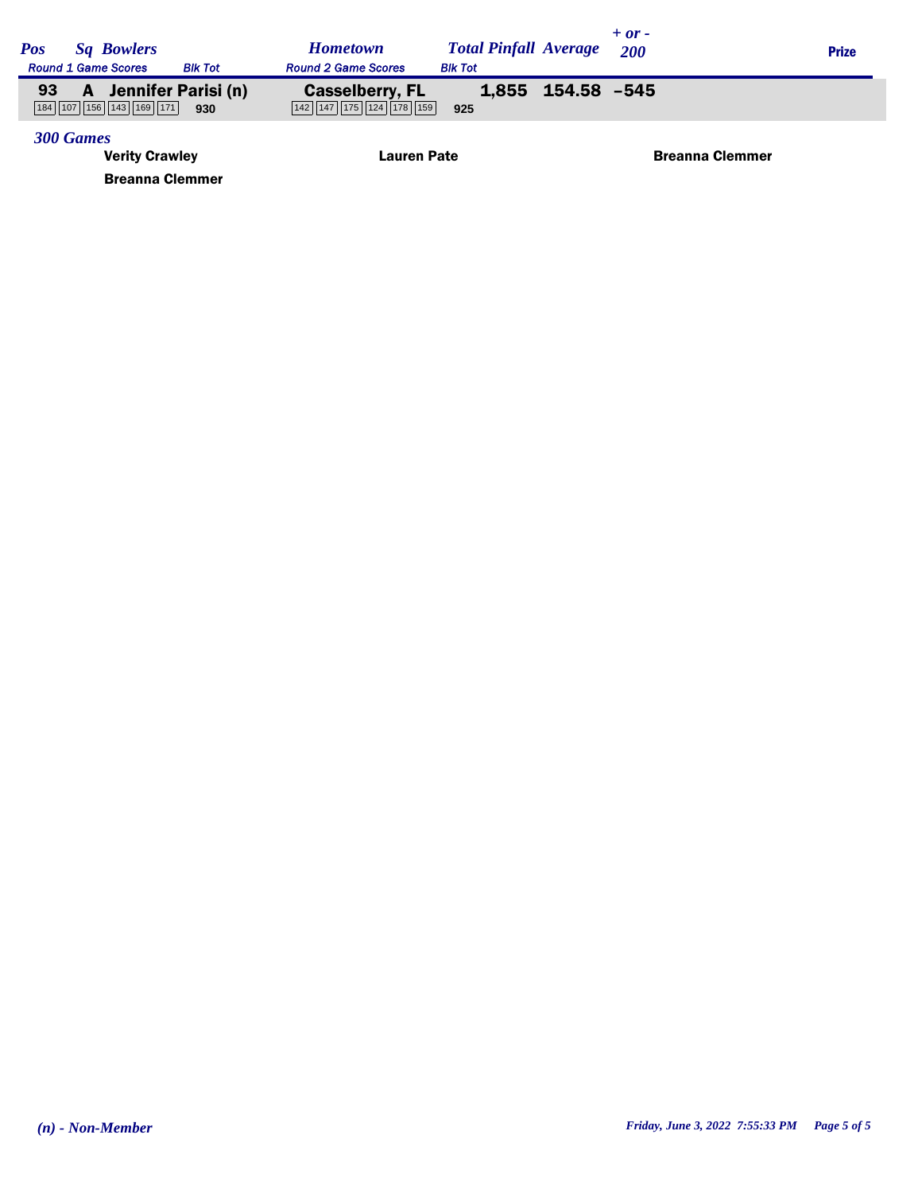| Pos | Sq | Bowlers | Hometown | Total Pinfall | Average | + or - 200 | Prize |
|---|---|---|---|---|---|---|---|
| Round 1 Game Scores | | Blk Tot | Round 2 Game Scores | Blk Tot | | | |
| 93 | A | Jennifer Parisi (n) | Casselberry, FL | 1,855 | 154.58 | -545 | |
| 184 107 156 143 169 171 | | 930 | 142 147 175 124 178 159 | 925 | | | |

*300 Games*

**Verity Crawley** | **Lauren Pate** | **Breanna Clemmer**

**Breanna Clemmer**

*(n) - Non-Member*

*Friday, June 3, 2022 7:55:33 PM*